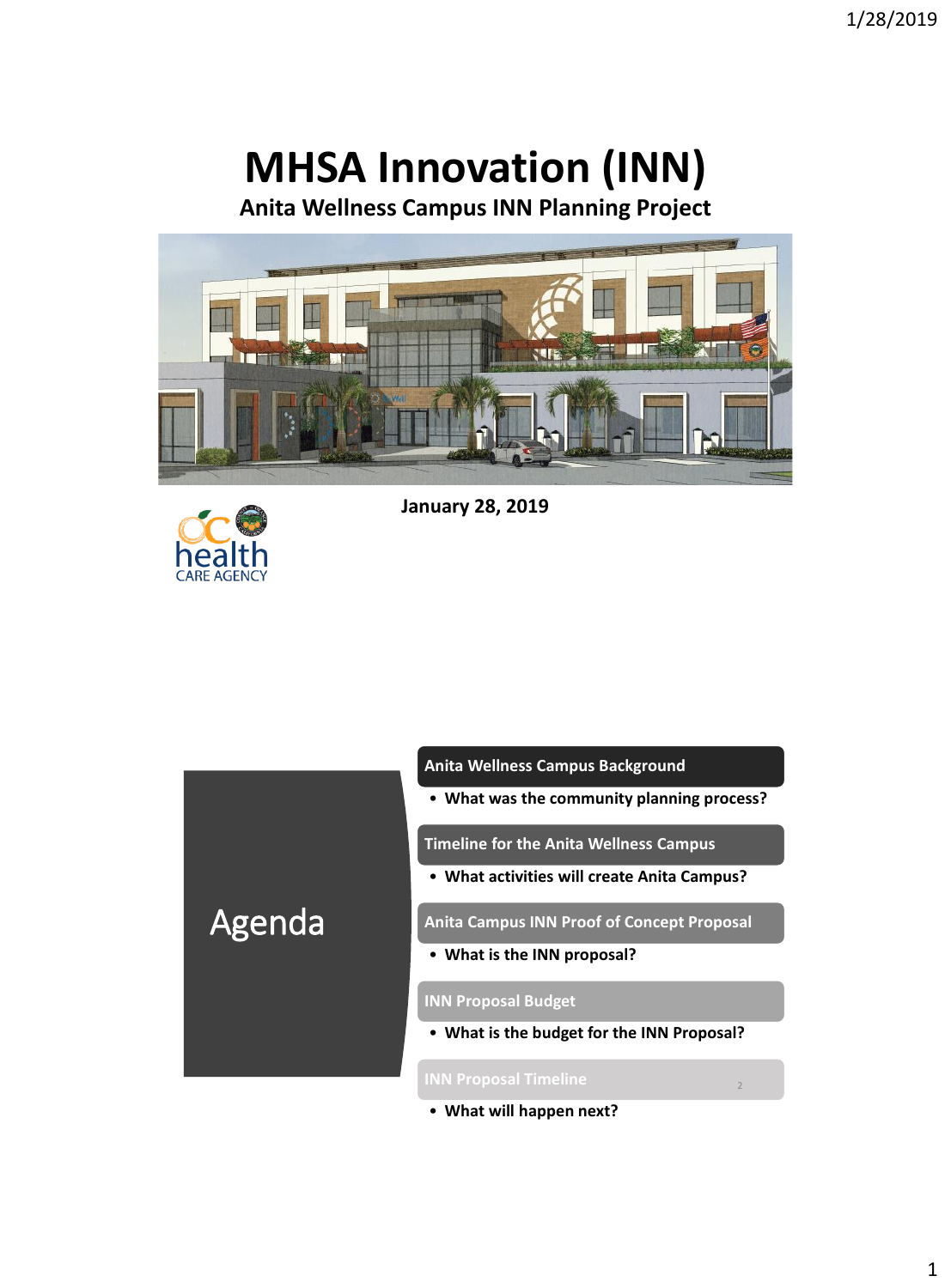# MHSA Innovation (INN)

## Anita Wellness Campus INN Planning Project

**January 28, 2019**

## Agenda

**Anita Wellness Campus Background**

- **What was the community planning process?**

**Timeline for the Anita Wellness Campus**

- **What activities will create Anita Campus?**

**Anita Campus INN Proof of Concept Proposal**

- **What is the INN proposal?**

**INN Proposal Budget**

- **What is the budget for the INN Proposal?**

**INN Proposal Timeline**

- **What will happen next?**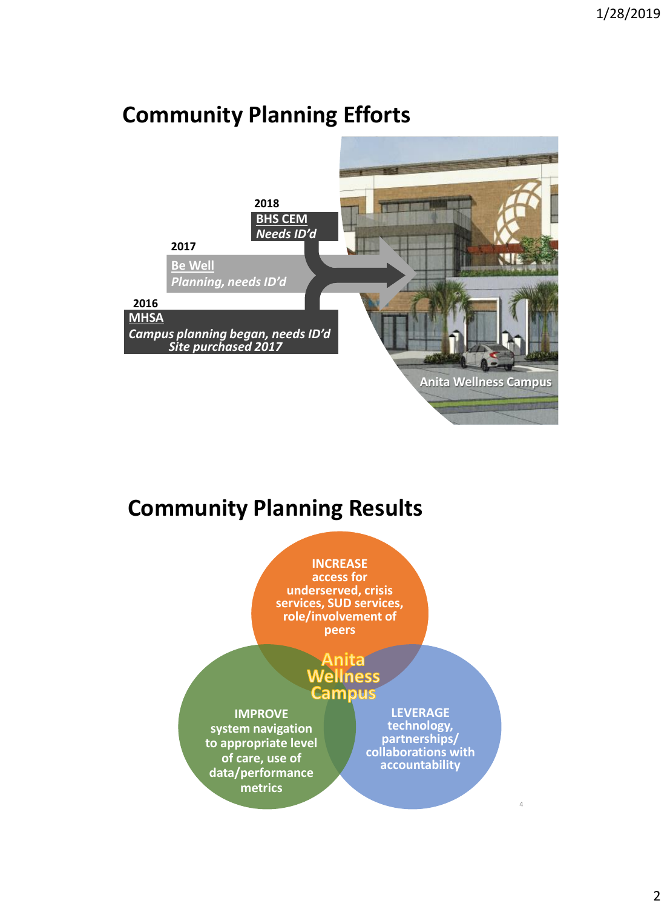## Community Planning Efforts

**2018**
**BHS CEM**
*Needs ID'd*

**2017**
**Be Well**
*Planning, needs ID'd*

**2016**
**MHSA**
*Campus planning began, needs ID'd*
*Site purchased 2017*

Anita Wellness Campus

## Community Planning Results

**Anita Wellness Campus**

**INCREASE** access for underserved, crisis services, SUD services, role/involvement of peers

**IMPROVE** system navigation to appropriate level of care, use of data/performance metrics

**LEVERAGE** technology, partnerships/ collaborations with accountability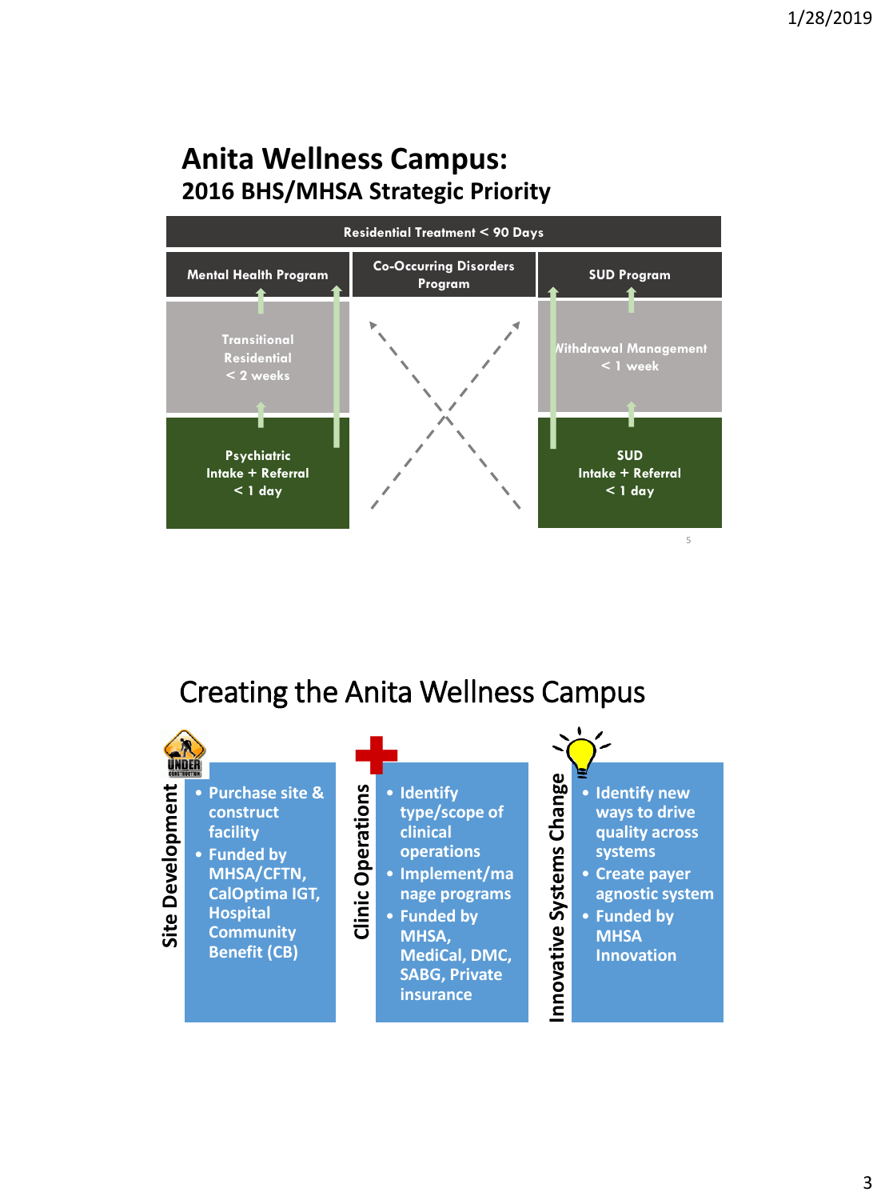# Anita Wellness Campus:

## 2016 BHS/MHSA Strategic Priority

**Residential Treatment < 90 Days**

| Mental Health Program | Co-Occurring Disorders Program | SUD Program |
|---|---|---|
| Transitional Residential < 2 weeks | | Withdrawal Management < 1 week |
| Psychiatric Intake + Referral < 1 day | | SUD Intake + Referral < 1 day |

# Creating the Anita Wellness Campus

**Site Development**

- Purchase site & construct facility
- Funded by MHSA/CFTN, CalOptima IGT, Hospital Community Benefit (CB)

**Clinic Operations**

- Identify type/scope of clinical operations
- Implement/manage programs
- Funded by MHSA, MediCal, DMC, SABG, Private insurance

**Innovative Systems Change**

- Identify new ways to drive quality across systems
- Create payer agnostic system
- Funded by MHSA Innovation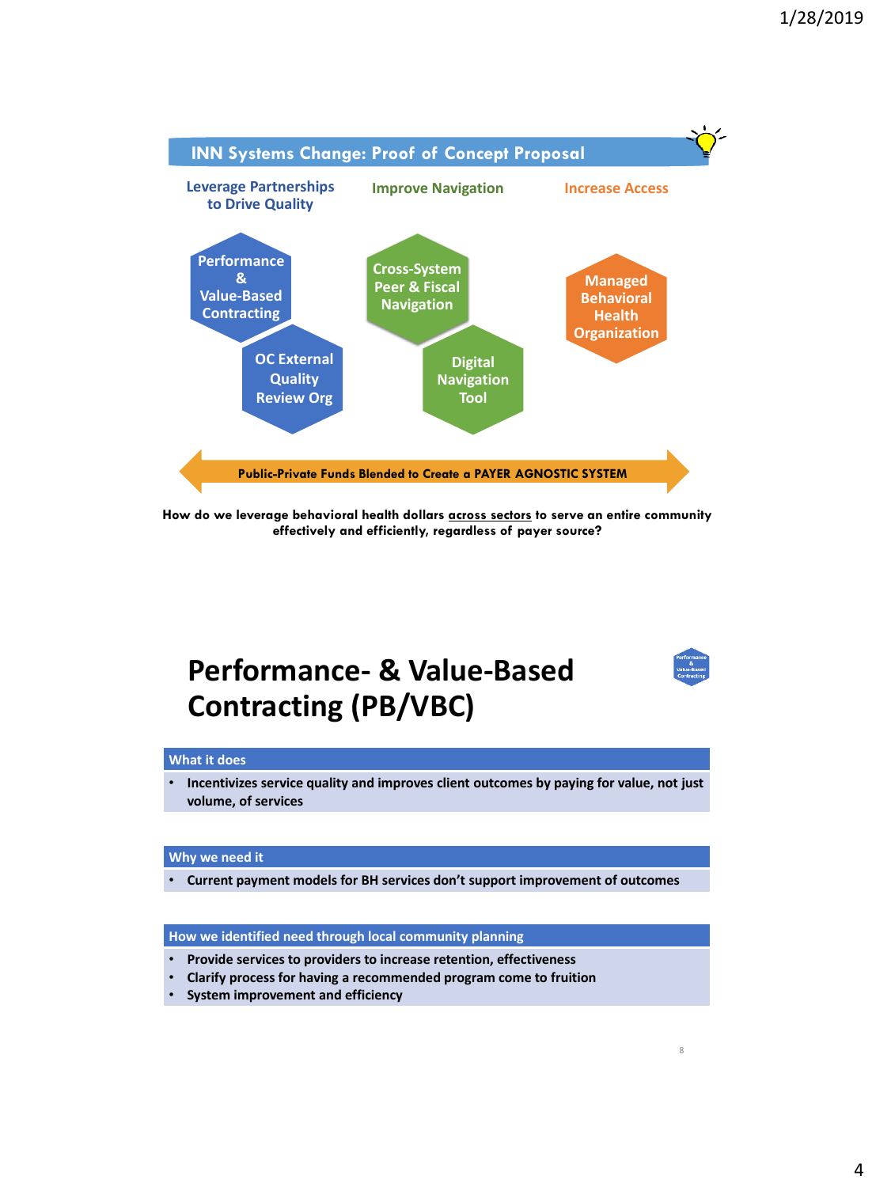## INN Systems Change: Proof of Concept Proposal

**Leverage Partnerships to Drive Quality**

- Performance & Value-Based Contracting
- OC External Quality Review Org

**Improve Navigation**

- Cross-System Peer & Fiscal Navigation
- Digital Navigation Tool

**Increase Access**

- Managed Behavioral Health Organization

**Public-Private Funds Blended to Create a PAYER AGNOSTIC SYSTEM**

**How do we leverage behavioral health dollars across sectors to serve an entire community effectively and efficiently, regardless of payer source?**

# Performance- & Value-Based Contracting (PB/VBC)

### What it does

- Incentivizes service quality and improves client outcomes by paying for value, not just volume, of services

### Why we need it

- Current payment models for BH services don't support improvement of outcomes

### How we identified need through local community planning

- Provide services to providers to increase retention, effectiveness
- Clarify process for having a recommended program come to fruition
- System improvement and efficiency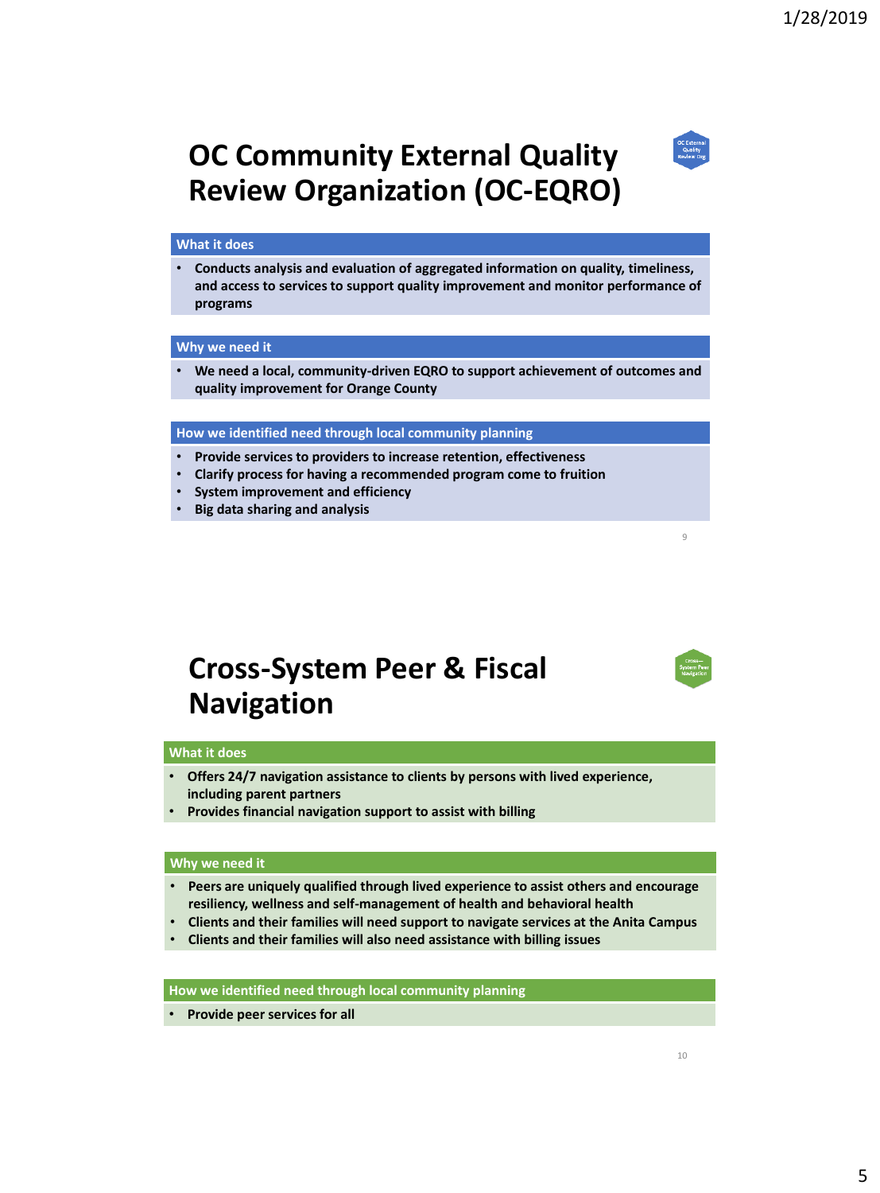# OC Community External Quality Review Organization (OC-EQRO)

### What it does

- Conducts analysis and evaluation of aggregated information on quality, timeliness, and access to services to support quality improvement and monitor performance of programs

### Why we need it

- We need a local, community-driven EQRO to support achievement of outcomes and quality improvement for Orange County

### How we identified need through local community planning

- Provide services to providers to increase retention, effectiveness
- Clarify process for having a recommended program come to fruition
- System improvement and efficiency
- Big data sharing and analysis

# Cross-System Peer & Fiscal Navigation

### What it does

- Offers 24/7 navigation assistance to clients by persons with lived experience, including parent partners
- Provides financial navigation support to assist with billing

### Why we need it

- Peers are uniquely qualified through lived experience to assist others and encourage resiliency, wellness and self-management of health and behavioral health
- Clients and their families will need support to navigate services at the Anita Campus
- Clients and their families will also need assistance with billing issues

### How we identified need through local community planning

- Provide peer services for all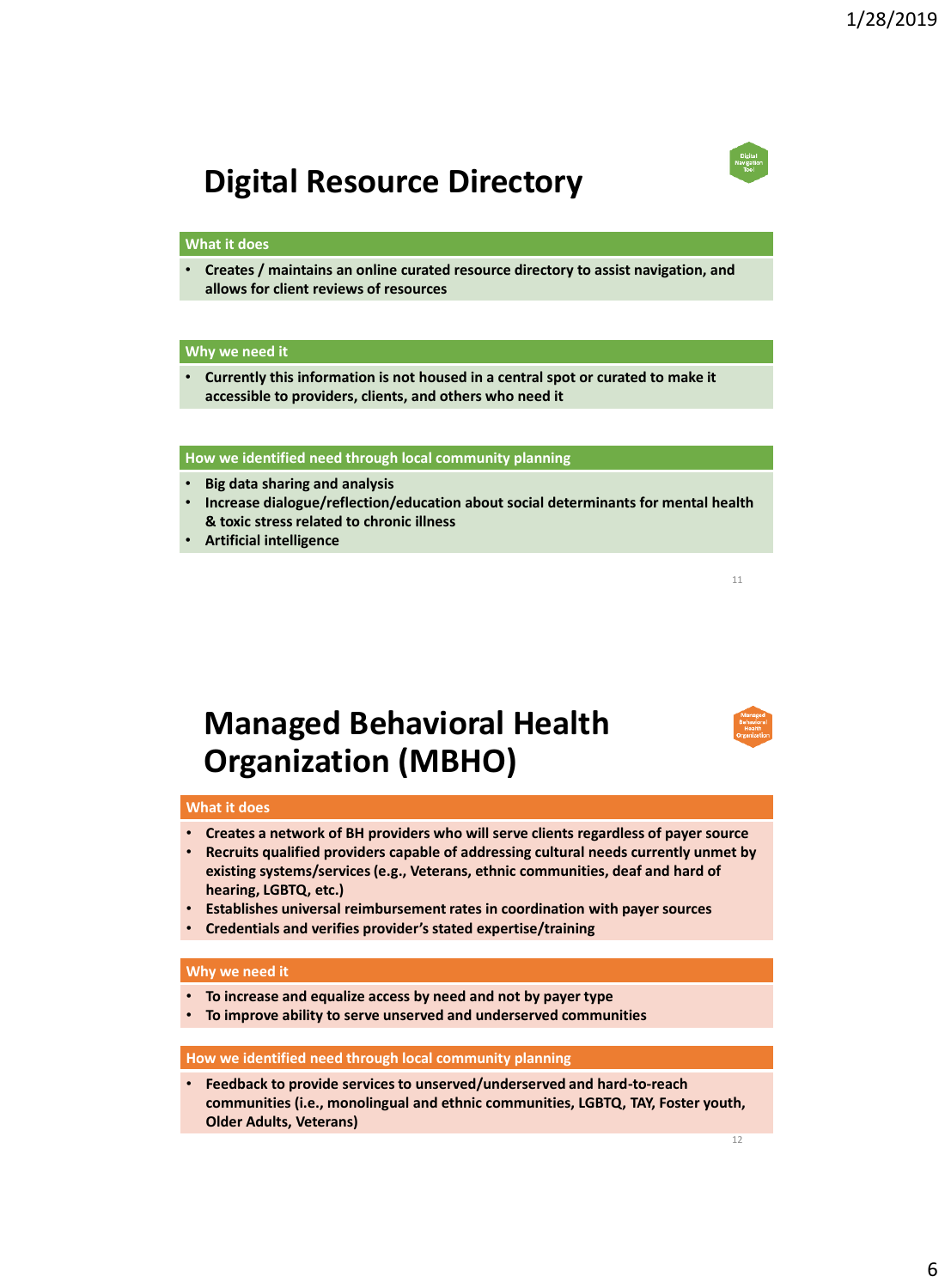# Digital Resource Directory

Digital Navigation Tool

**What it does**

- Creates / maintains an online curated resource directory to assist navigation, and allows for client reviews of resources

**Why we need it**

- Currently this information is not housed in a central spot or curated to make it accessible to providers, clients, and others who need it

**How we identified need through local community planning**

- Big data sharing and analysis
- Increase dialogue/reflection/education about social determinants for mental health & toxic stress related to chronic illness
- Artificial intelligence

# Managed Behavioral Health Organization (MBHO)

Managed Behavioral Health Organization

**What it does**

- Creates a network of BH providers who will serve clients regardless of payer source
- Recruits qualified providers capable of addressing cultural needs currently unmet by existing systems/services (e.g., Veterans, ethnic communities, deaf and hard of hearing, LGBTQ, etc.)
- Establishes universal reimbursement rates in coordination with payer sources
- Credentials and verifies provider's stated expertise/training

**Why we need it**

- To increase and equalize access by need and not by payer type
- To improve ability to serve unserved and underserved communities

**How we identified need through local community planning**

- Feedback to provide services to unserved/underserved and hard-to-reach communities (i.e., monolingual and ethnic communities, LGBTQ, TAY, Foster youth, Older Adults, Veterans)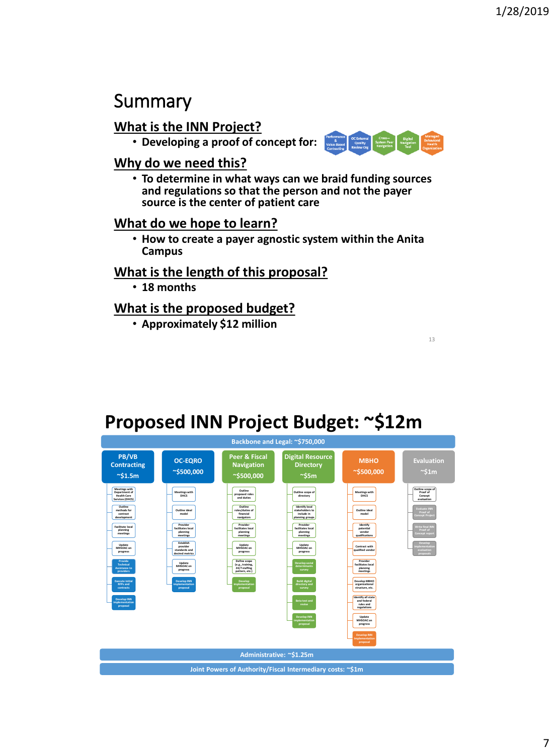# Summary

## What is the INN Project?

- Developing a proof of concept for: Performance & Value-Based Contracting; OC External Quality Review Org; Cross-System Peer Navigation; Digital Navigation Tool; Managed Behavioral Health Organization

## Why do we need this?

- To determine in what ways can we braid funding sources and regulations so that the person and not the payer source is the center of patient care

## What do we hope to learn?

- How to create a payer agnostic system within the Anita Campus

## What is the length of this proposal?

- 18 months

## What is the proposed budget?

- Approximately $12 million

# Proposed INN Project Budget: ~$12m

**Backbone and Legal: ~$750,000**

| PB/VB Contracting ~$1.5m | OC-EQRO ~$500,000 | Peer & Fiscal Navigation ~$500,000 | Digital Resource Directory ~$5m | MBHO ~$500,000 | Evaluation ~$1m |
|---|---|---|---|---|---|
| Meetings with Department of Health Care Services (DHCS) | Meetings with DHCS | Outline proposed roles and duties | Outline scope of directory | Meetings with DHCS | Outline scope of Proof of Concept evaluation |
| Outline methods for contract development | Outline ideal model | Outline roles/duties of financial navigators | Identify local stakeholders to include in planning groups | Outline ideal model | Evaluate INN Proof of Concept Project |
| Facilitate local planning meetings | Provider facilitates local planning meetings | Provider facilitates local planning meetings | Provider facilitates local planning meetings | Identify potential vendor qualifications | Write final INN Proof of Concept report |
| Update MHSOAC on progress | Establish provider standards and desired metrics | Update MHSOAC on progress | Update MHSOAC on progress | Contract with qualified vendor | Develop implementation evaluation proposals |
| Provide Technical Assistance to providers | Update MHSOAC on progress | Define scope (e.g., training, 24/7 staffing pattern, etc.) | Develop social determinants survey | Provider facilitates local planning meetings | |
| Execute initial RFPs and contracts | Develop INN implementation proposal | Develop implementation proposal | Build digital directory and survey | Develop MBHO organizational structure, etc. | |
| Develop INN implementation proposal | | | Beta test and revise | Identify all state and federal rules and regulations | |
| | | | Develop INN implementation proposal | Update MHSOAC on progress | |
| | | | | Develop INN implementation proposal | |

**Administrative: ~$1.25m**

**Joint Powers of Authority/Fiscal Intermediary costs: ~$1m**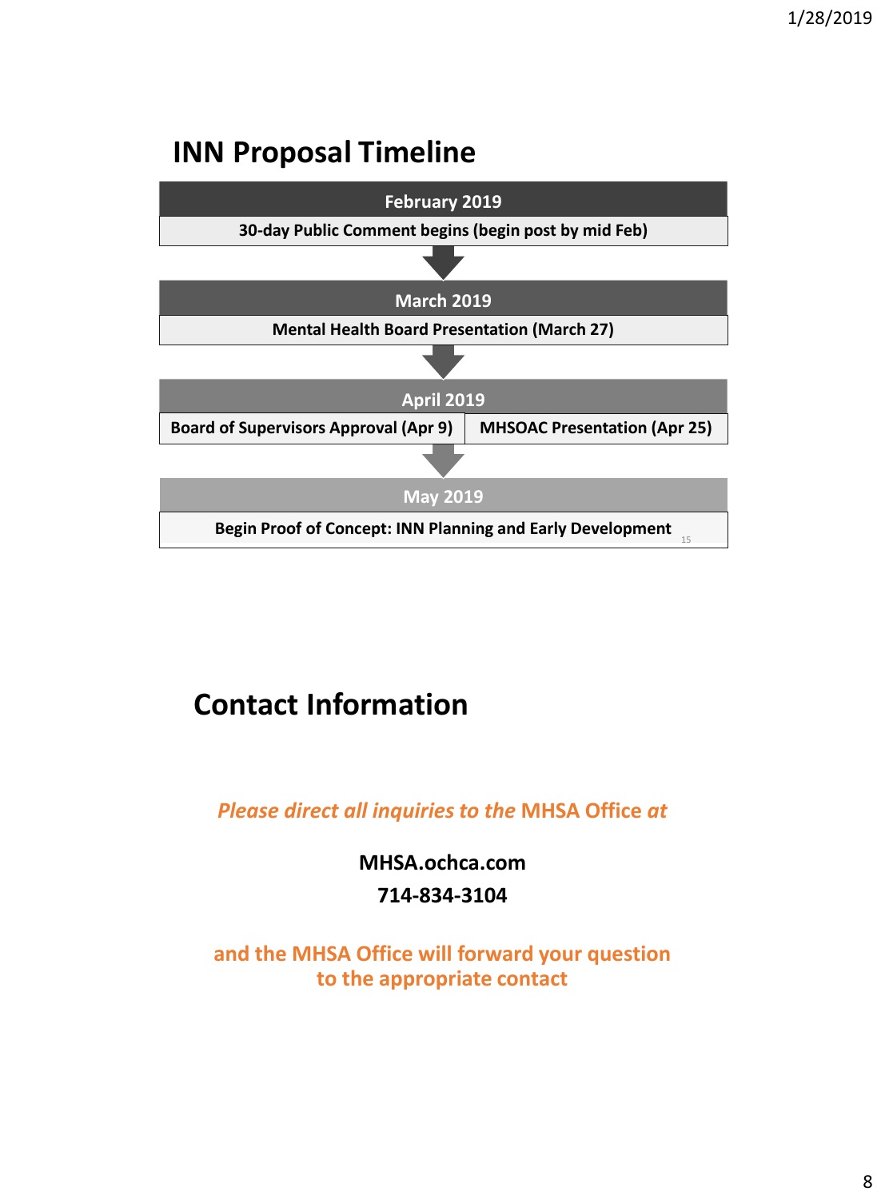## INN Proposal Timeline

**February 2019**

30-day Public Comment begins (begin post by mid Feb)

**March 2019**

Mental Health Board Presentation (March 27)

**April 2019**

Board of Supervisors Approval (Apr 9) | MHSOAC Presentation (Apr 25)

**May 2019**

Begin Proof of Concept: INN Planning and Early Development

## Contact Information

*Please direct all inquiries to the* **MHSA Office** *at*

**MHSA.ochca.com**

**714-834-3104**

**and the MHSA Office will forward your question to the appropriate contact**